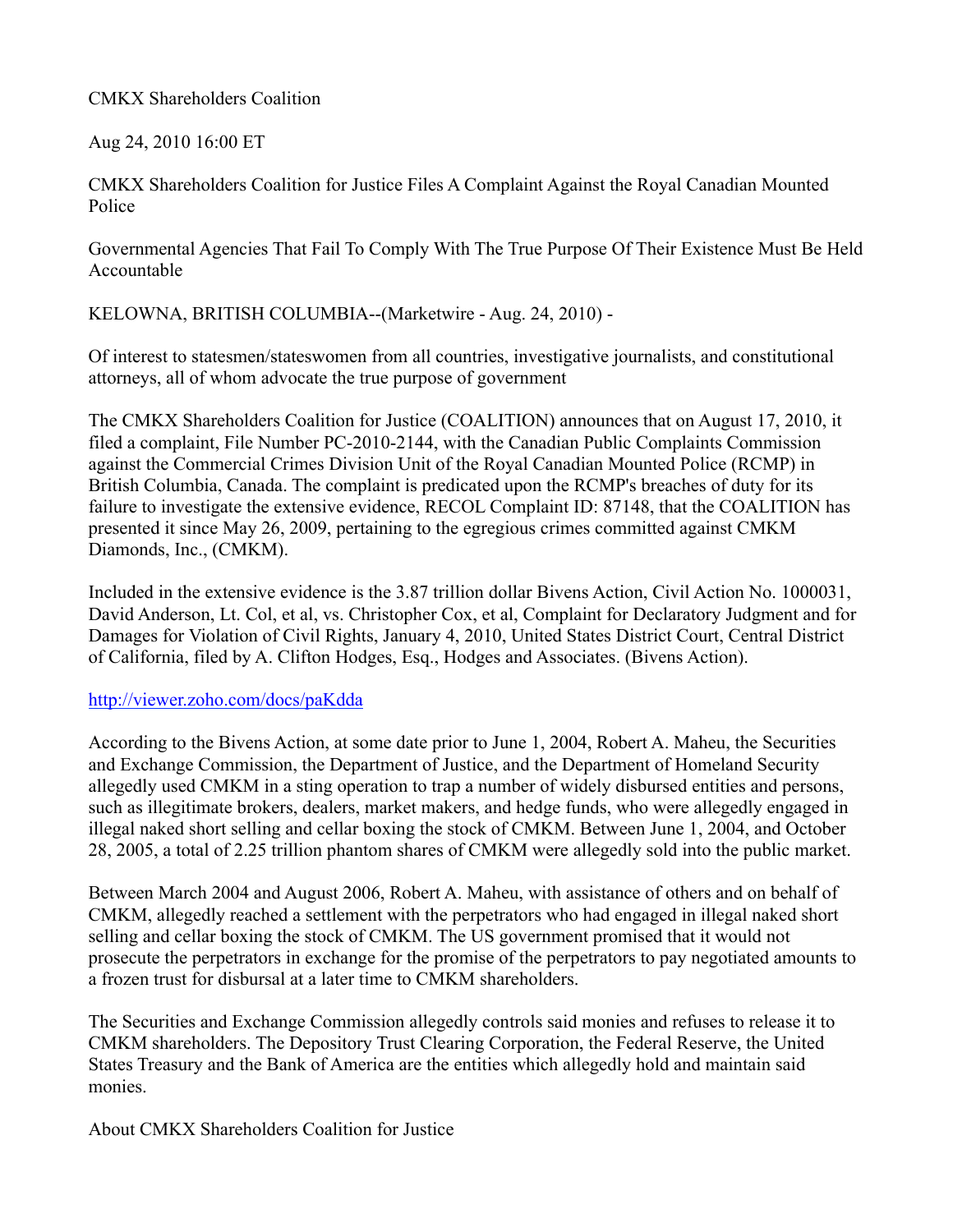CMKX Shareholders Coalition

Aug 24, 2010 16:00 ET

# CMKX Shareholders Coalition for Justice Files A Complaint Against the Royal Canadian Mounted Police

## Governmental Agencies That Fail To Comply With The True Purpose Of Their Existence Must Be Held Accountable

KELOWNA, BRITISH COLUMBIA--(Marketwire - Aug. 24, 2010) -

Of interest to statesmen/stateswomen from all countries, investigative journalists, and constitutional attorneys, all of whom advocate the true purpose of government

The CMKX Shareholders Coalition for Justice (COALITION) announces that on August 17, 2010, it filed a complaint, File Number PC-2010-2144, with the Canadian Public Complaints Commission against the Commercial Crimes Division Unit of the Royal Canadian Mounted Police (RCMP) in British Columbia, Canada. The complaint is predicated upon the RCMP's breaches of duty for its failure to investigate the extensive evidence, RECOL Complaint ID: 87148, that the COALITION has presented it since May 26, 2009, pertaining to the egregious crimes committed against CMKM Diamonds, Inc., (CMKM).

Included in the extensive evidence is the 3.87 trillion dollar Bivens Action, Civil Action No. 1000031, David Anderson, Lt. Col, et al, vs. Christopher Cox, et al, Complaint for Declaratory Judgment and for Damages for Violation of Civil Rights, January 4, 2010, United States District Court, Central District of California, filed by A. Clifton Hodges, Esq., Hodges and Associates. (Bivens Action).

http://viewer.zoho.com/docs/paKdda

According to the Bivens Action, at some date prior to June 1, 2004, Robert A. Maheu, the Securities and Exchange Commission, the Department of Justice, and the Department of Homeland Security allegedly used CMKM in a sting operation to trap a number of widely disbursed entities and persons, such as illegitimate brokers, dealers, market makers, and hedge funds, who were allegedly engaged in illegal naked short selling and cellar boxing the stock of CMKM. Between June 1, 2004, and October 28, 2005, a total of 2.25 trillion phantom shares of CMKM were allegedly sold into the public market.

Between March 2004 and August 2006, Robert A. Maheu, with assistance of others and on behalf of CMKM, allegedly reached a settlement with the perpetrators who had engaged in illegal naked short selling and cellar boxing the stock of CMKM. The US government promised that it would not prosecute the perpetrators in exchange for the promise of the perpetrators to pay negotiated amounts to a frozen trust for disbursal at a later time to CMKM shareholders.

The Securities and Exchange Commission allegedly controls said monies and refuses to release it to CMKM shareholders. The Depository Trust Clearing Corporation, the Federal Reserve, the United States Treasury and the Bank of America are the entities which allegedly hold and maintain said monies.

## About CMKX Shareholders Coalition for Justice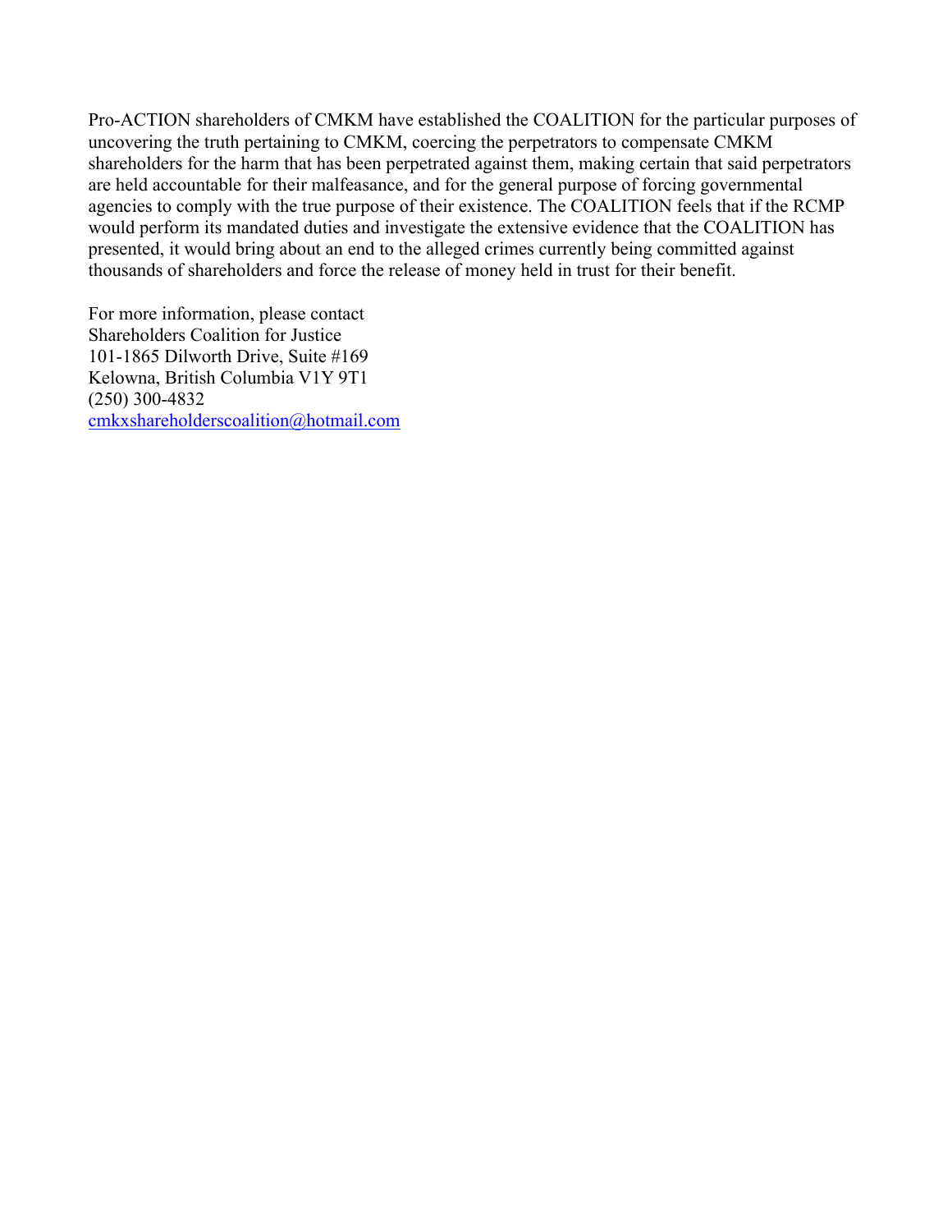Pro-ACTION shareholders of CMKM have established the COALITION for the particular purposes of uncovering the truth pertaining to CMKM, coercing the perpetrators to compensate CMKM shareholders for the harm that has been perpetrated against them, making certain that said perpetrators are held accountable for their malfeasance, and for the general purpose of forcing governmental agencies to comply with the true purpose of their existence. The COALITION feels that if the RCMP would perform its mandated duties and investigate the extensive evidence that the COALITION has presented, it would bring about an end to the alleged crimes currently being committed against thousands of shareholders and force the release of money held in trust for their benefit.

For more information, please contact
Shareholders Coalition for Justice
101-1865 Dilworth Drive, Suite #169
Kelowna, British Columbia V1Y 9T1
(250) 300-4832
cmkxshareholderscoalition@hotmail.com